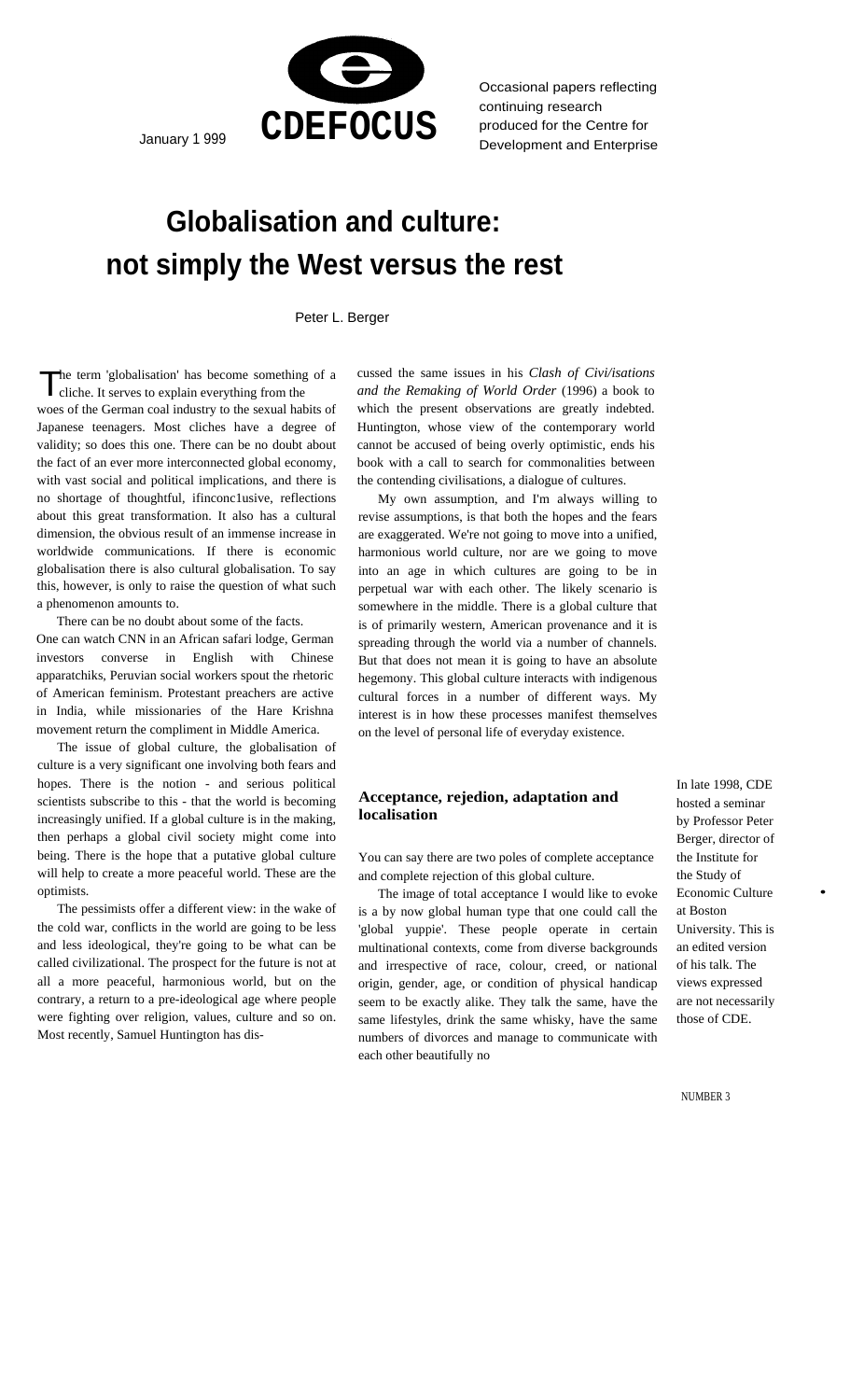January 1 999

**CDEFOCUS**

Occasional papers reflecting continuing research produced for the Centre for Development and Enterprise

# Globalisation and culture: not simply the West versus the rest

Peter L. Berger

In late 1998, CDE hosted a seminar by Professor Peter Berger, director of the Institute for the Study of Economic Culture at Boston University. This is an edited version of his talk. The views expressed are not necessarily those of CDE.

The term 'globalisation' has become something of a cliche. It serves to explain everything from the woes of the German coal industry to the sexual habits of Japanese teenagers. Most cliches have a degree of validity; so does this one. There can be no doubt about the fact of an ever more interconnected global economy, with vast social and political implications, and there is no shortage of thoughtful, ifinconc1usive, reflections about this great transformation. It also has a cultural dimension, the obvious result of an immense increase in worldwide communications. If there is economic globalisation there is also cultural globalisation. To say this, however, is only to raise the question of what such a phenomenon amounts to.

There can be no doubt about some of the facts. One can watch CNN in an African safari lodge, German investors converse in English with Chinese apparatchiks, Peruvian social workers spout the rhetoric of American feminism. Protestant preachers are active in India, while missionaries of the Hare Krishna movement return the compliment in Middle America.

The issue of global culture, the globalisation of culture is a very significant one involving both fears and hopes. There is the notion - and serious political scientists subscribe to this - that the world is becoming increasingly unified. If a global culture is in the making, then perhaps a global civil society might come into being. There is the hope that a putative global culture will help to create a more peaceful world. These are the optimists.

The pessimists offer a different view: in the wake of the cold war, conflicts in the world are going to be less and less ideological, they're going to be what can be called civilizational. The prospect for the future is not at all a more peaceful, harmonious world, but on the contrary, a return to a pre-ideological age where people were fighting over religion, values, culture and so on. Most recently, Samuel Huntington has discussed the same issues in his *Clash of Civi/isations and the Remaking of World Order* (1996) a book to which the present observations are greatly indebted. Huntington, whose view of the contemporary world cannot be accused of being overly optimistic, ends his book with a call to search for commonalities between the contending civilisations, a dialogue of cultures.

My own assumption, and I'm always willing to revise assumptions, is that both the hopes and the fears are exaggerated. We're not going to move into a unified, harmonious world culture, nor are we going to move into an age in which cultures are going to be in perpetual war with each other. The likely scenario is somewhere in the middle. There is a global culture that is of primarily western, American provenance and it is spreading through the world via a number of channels. But that does not mean it is going to have an absolute hegemony. This global culture interacts with indigenous cultural forces in a number of different ways. My interest is in how these processes manifest themselves on the level of personal life of everyday existence.

## Acceptance, rejedion, adaptation and localisation

You can say there are two poles of complete acceptance and complete rejection of this global culture.

The image of total acceptance I would like to evoke is a by now global human type that one could call the 'global yuppie'. These people operate in certain multinational contexts, come from diverse backgrounds and irrespective of race, colour, creed, or national origin, gender, age, or condition of physical handicap seem to be exactly alike. They talk the same, have the same lifestyles, drink the same whisky, have the same numbers of divorces and manage to communicate with each other beautifully no

NUMBER 3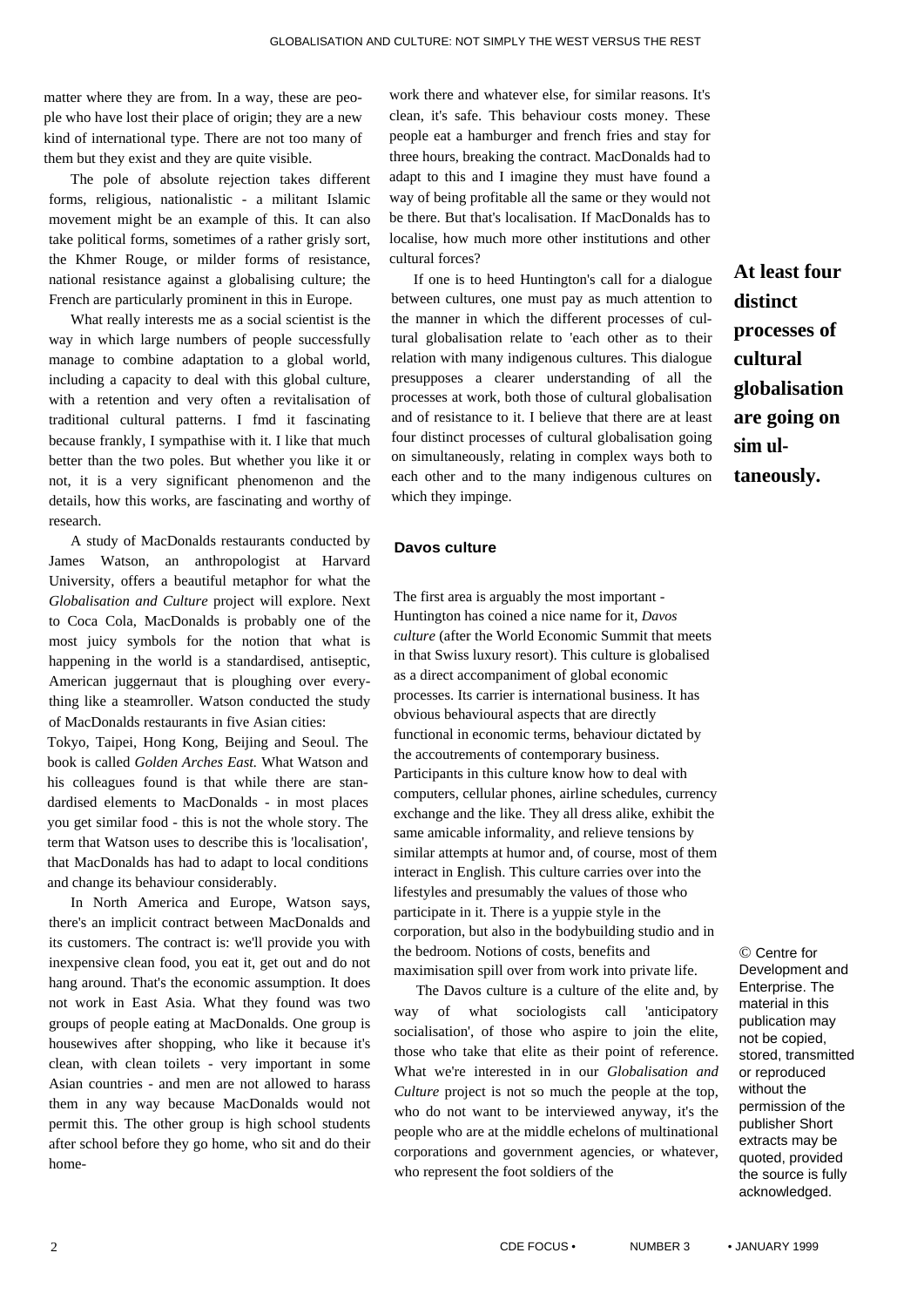matter where they are from. In a way, these are people who have lost their place of origin; they are a new kind of international type. There are not too many of them but they exist and they are quite visible.

The pole of absolute rejection takes different forms, religious, nationalistic - a militant Islamic movement might be an example of this. It can also take political forms, sometimes of a rather grisly sort, the Khmer Rouge, or milder forms of resistance, national resistance against a globalising culture; the French are particularly prominent in this in Europe.

What really interests me as a social scientist is the way in which large numbers of people successfully manage to combine adaptation to a global world, including a capacity to deal with this global culture, with a retention and very often a revitalisation of traditional cultural patterns. I fmd it fascinating because frankly, I sympathise with it. I like that much better than the two poles. But whether you like it or not, it is a very significant phenomenon and the details, how this works, are fascinating and worthy of research.

A study of MacDonalds restaurants conducted by James Watson, an anthropologist at Harvard University, offers a beautiful metaphor for what the *Globalisation and Culture* project will explore. Next to Coca Cola, MacDonalds is probably one of the most juicy symbols for the notion that what is happening in the world is a standardised, antiseptic, American juggernaut that is ploughing over everything like a steamroller. Watson conducted the study of MacDonalds restaurants in five Asian cities: Tokyo, Taipei, Hong Kong, Beijing and Seoul. The book is called *Golden Arches East.* What Watson and his colleagues found is that while there are standardised elements to MacDonalds - in most places you get similar food - this is not the whole story. The term that Watson uses to describe this is 'localisation', that MacDonalds has had to adapt to local conditions and change its behaviour considerably.

In North America and Europe, Watson says, there's an implicit contract between MacDonalds and its customers. The contract is: we'll provide you with inexpensive clean food, you eat it, get out and do not hang around. That's the economic assumption. It does not work in East Asia. What they found was two groups of people eating at MacDonalds. One group is housewives after shopping, who like it because it's clean, with clean toilets - very important in some Asian countries - and men are not allowed to harass them in any way because MacDonalds would not permit this. The other group is high school students after school before they go home, who sit and do their homework there and whatever else, for similar reasons. It's clean, it's safe. This behaviour costs money. These people eat a hamburger and french fries and stay for three hours, breaking the contract. MacDonalds had to adapt to this and I imagine they must have found a way of being profitable all the same or they would not be there. But that's localisation. If MacDonalds has to localise, how much more other institutions and other cultural forces?

If one is to heed Huntington's call for a dialogue between cultures, one must pay as much attention to the manner in which the different processes of cultural globalisation relate to 'each other as to their relation with many indigenous cultures. This dialogue presupposes a clearer understanding of all the processes at work, both those of cultural globalisation and of resistance to it. I believe that there are at least four distinct processes of cultural globalisation going on simultaneously, relating in complex ways both to each other and to the many indigenous cultures on which they impinge.

**At least four distinct processes of cultural globalisation are going on simultaneously.**

## Davos culture

The first area is arguably the most important - Huntington has coined a nice name for it, *Davos culture* (after the World Economic Summit that meets in that Swiss luxury resort). This culture is globalised as a direct accompaniment of global economic processes. Its carrier is international business. It has obvious behavioural aspects that are directly functional in economic terms, behaviour dictated by the accoutrements of contemporary business. Participants in this culture know how to deal with computers, cellular phones, airline schedules, currency exchange and the like. They all dress alike, exhibit the same amicable informality, and relieve tensions by similar attempts at humor and, of course, most of them interact in English. This culture carries over into the lifestyles and presumably the values of those who participate in it. There is a yuppie style in the corporation, but also in the bodybuilding studio and in the bedroom. Notions of costs, benefits and maximisation spill over from work into private life.

The Davos culture is a culture of the elite and, by way of what sociologists call 'anticipatory socialisation', of those who aspire to join the elite, those who take that elite as their point of reference. What we're interested in in our *Globalisation and Culture* project is not so much the people at the top, who do not want to be interviewed anyway, it's the people who are at the middle echelons of multinational corporations and government agencies, or whatever, who represent the foot soldiers of the

© Centre for Development and Enterprise. The material in this publication may not be copied, stored, transmitted or reproduced without the permission of the publisher Short extracts may be quoted, provided the source is fully acknowledged.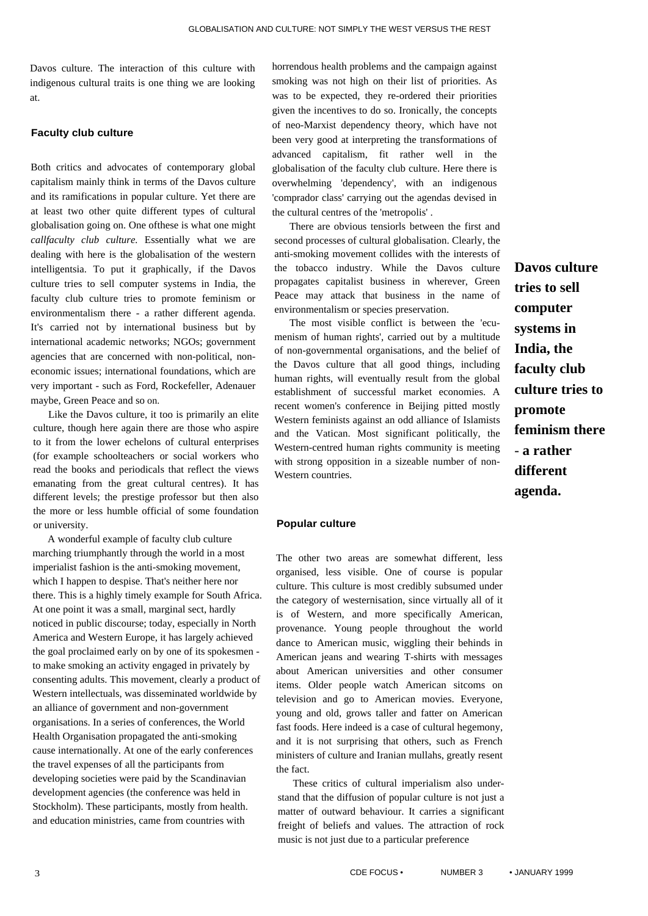Davos culture. The interaction of this culture with indigenous cultural traits is one thing we are looking at.

### Faculty club culture

Both critics and advocates of contemporary global capitalism mainly think in terms of the Davos culture and its ramifications in popular culture. Yet there are at least two other quite different types of cultural globalisation going on. One ofthese is what one might *callfaculty club culture.* Essentially what we are dealing with here is the globalisation of the western intelligentsia. To put it graphically, if the Davos culture tries to sell computer systems in India, the faculty club culture tries to promote feminism or environmentalism there - a rather different agenda. It's carried not by international business but by international academic networks; NGOs; government agencies that are concerned with non-political, non-economic issues; international foundations, which are very important - such as Ford, Rockefeller, Adenauer maybe, Green Peace and so on.

Like the Davos culture, it too is primarily an elite culture, though here again there are those who aspire to it from the lower echelons of cultural enterprises (for example schoolteachers or social workers who read the books and periodicals that reflect the views emanating from the great cultural centres). It has different levels; the prestige professor but then also the more or less humble official of some foundation or university.

A wonderful example of faculty club culture marching triumphantly through the world in a most imperialist fashion is the anti-smoking movement, which I happen to despise. That's neither here nor there. This is a highly timely example for South Africa. At one point it was a small, marginal sect, hardly noticed in public discourse; today, especially in North America and Western Europe, it has largely achieved the goal proclaimed early on by one of its spokesmen - to make smoking an activity engaged in privately by consenting adults. This movement, clearly a product of Western intellectuals, was disseminated worldwide by an alliance of government and non-government organisations. In a series of conferences, the World Health Organisation propagated the anti-smoking cause internationally. At one of the early conferences the travel expenses of all the participants from developing societies were paid by the Scandinavian development agencies (the conference was held in Stockholm). These participants, mostly from health. and education ministries, came from countries with horrendous health problems and the campaign against smoking was not high on their list of priorities. As was to be expected, they re-ordered their priorities given the incentives to do so. Ironically, the concepts of neo-Marxist dependency theory, which have not been very good at interpreting the transformations of advanced capitalism, fit rather well in the globalisation of the faculty club culture. Here there is overwhelming 'dependency', with an indigenous 'comprador class' carrying out the agendas devised in the cultural centres of the 'metropolis' .

There are obvious tensiorls between the first and second processes of cultural globalisation. Clearly, the anti-smoking movement collides with the interests of the tobacco industry. While the Davos culture propagates capitalist business in wherever, Green Peace may attack that business in the name of environmentalism or species preservation.

The most visible conflict is between the 'ecumenism of human rights', carried out by a multitude of non-governmental organisations, and the belief of the Davos culture that all good things, including human rights, will eventually result from the global establishment of successful market economies. A recent women's conference in Beijing pitted mostly Western feminists against an odd alliance of Islamists and the Vatican. Most significant politically, the Western-centred human rights community is meeting with strong opposition in a sizeable number of non-Western countries.

**Davos culture tries to sell computer systems in India, the faculty club culture tries to promote feminism there - a rather different agenda.**

### Popular culture

The other two areas are somewhat different, less organised, less visible. One of course is popular culture. This culture is most credibly subsumed under the category of westernisation, since virtually all of it is of Western, and more specifically American, provenance. Young people throughout the world dance to American music, wiggling their behinds in American jeans and wearing T-shirts with messages about American universities and other consumer items. Older people watch American sitcoms on television and go to American movies. Everyone, young and old, grows taller and fatter on American fast foods. Here indeed is a case of cultural hegemony, and it is not surprising that others, such as French ministers of culture and Iranian mullahs, greatly resent the fact.

These critics of cultural imperialism also understand that the diffusion of popular culture is not just a matter of outward behaviour. It carries a significant freight of beliefs and values. The attraction of rock music is not just due to a particular preference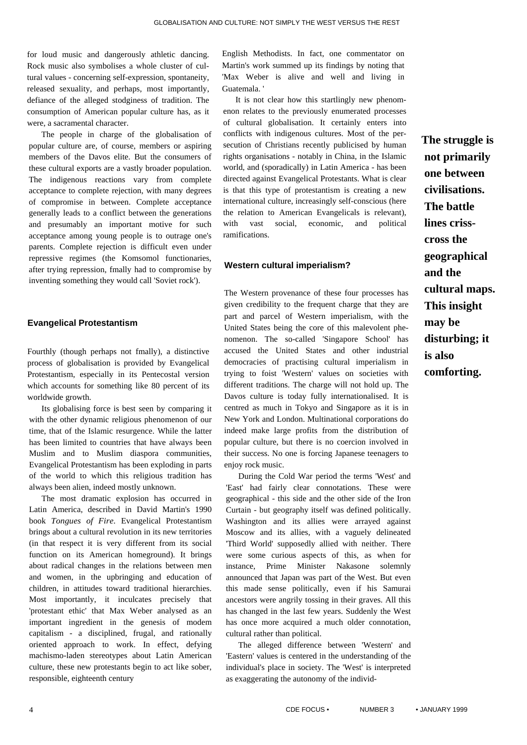for loud music and dangerously athletic dancing. Rock music also symbolises a whole cluster of cultural values - concerning self-expression, spontaneity, released sexuality, and perhaps, most importantly, defiance of the alleged stodginess of tradition. The consumption of American popular culture has, as it were, a sacramental character.

The people in charge of the globalisation of popular culture are, of course, members or aspiring members of the Davos elite. But the consumers of these cultural exports are a vastly broader population. The indigenous reactions vary from complete acceptance to complete rejection, with many degrees of compromise in between. Complete acceptance generally leads to a conflict between the generations and presumably an important motive for such acceptance among young people is to outrage one's parents. Complete rejection is difficult even under repressive regimes (the Komsomol functionaries, after trying repression, fmally had to compromise by inventing something they would call 'Soviet rock').

## Evangelical Protestantism

Fourthly (though perhaps not fmally), a distinctive process of globalisation is provided by Evangelical Protestantism, especially in its Pentecostal version which accounts for something like 80 percent of its worldwide growth.

Its globalising force is best seen by comparing it with the other dynamic religious phenomenon of our time, that of the Islamic resurgence. While the latter has been limited to countries that have always been Muslim and to Muslim diaspora communities, Evangelical Protestantism has been exploding in parts of the world to which this religious tradition has always been alien, indeed mostly unknown.

The most dramatic explosion has occurred in Latin America, described in David Martin's 1990 book *Tongues of Fire*. Evangelical Protestantism brings about a cultural revolution in its new territories (in that respect it is very different from its social function on its American homeground). It brings about radical changes in the relations between men and women, in the upbringing and education of children, in attitudes toward traditional hierarchies. Most importantly, it inculcates precisely that 'protestant ethic' that Max Weber analysed as an important ingredient in the genesis of modem capitalism - a disciplined, frugal, and rationally oriented approach to work. In effect, defying machismo-laden stereotypes about Latin American culture, these new protestants begin to act like sober, responsible, eighteenth century English Methodists. In fact, one commentator on Martin's work summed up its findings by noting that 'Max Weber is alive and well and living in Guatemala. '

It is not clear how this startlingly new phenomenon relates to the previously enumerated processes of cultural globalisation. It certainly enters into conflicts with indigenous cultures. Most of the persecution of Christians recently publicised by human rights organisations - notably in China, in the Islamic world, and (sporadically) in Latin America - has been directed against Evangelical Protestants. What is clear is that this type of protestantism is creating a new international culture, increasingly self-conscious (here the relation to American Evangelicals is relevant), with vast social, economic, and political ramifications.

## Western cultural imperialism?

The Western provenance of these four processes has given credibility to the frequent charge that they are part and parcel of Western imperialism, with the United States being the core of this malevolent phenomenon. The so-called 'Singapore School' has accused the United States and other industrial democracies of practising cultural imperialism in trying to foist 'Western' values on societies with different traditions. The charge will not hold up. The Davos culture is today fully internationalised. It is centred as much in Tokyo and Singapore as it is in New York and London. Multinational corporations do indeed make large profits from the distribution of popular culture, but there is no coercion involved in their success. No one is forcing Japanese teenagers to enjoy rock music.

During the Cold War period the terms 'West' and 'East' had fairly clear connotations. These were geographical - this side and the other side of the Iron Curtain - but geography itself was defined politically. Washington and its allies were arrayed against Moscow and its allies, with a vaguely delineated 'Third World' supposedly allied with neither. There were some curious aspects of this, as when for instance, Prime Minister Nakasone solemnly announced that Japan was part of the West. But even this made sense politically, even if his Samurai ancestors were angrily tossing in their graves. All this has changed in the last few years. Suddenly the West has once more acquired a much older connotation, cultural rather than political.

The alleged difference between 'Western' and 'Eastern' values is centered in the understanding of the individual's place in society. The 'West' is interpreted as exaggerating the autonomy of the individ-

**The struggle is not primarily one between civilisations. The battle lines criss-cross the geographical and the cultural maps. This insight may be disturbing; it is also comforting.**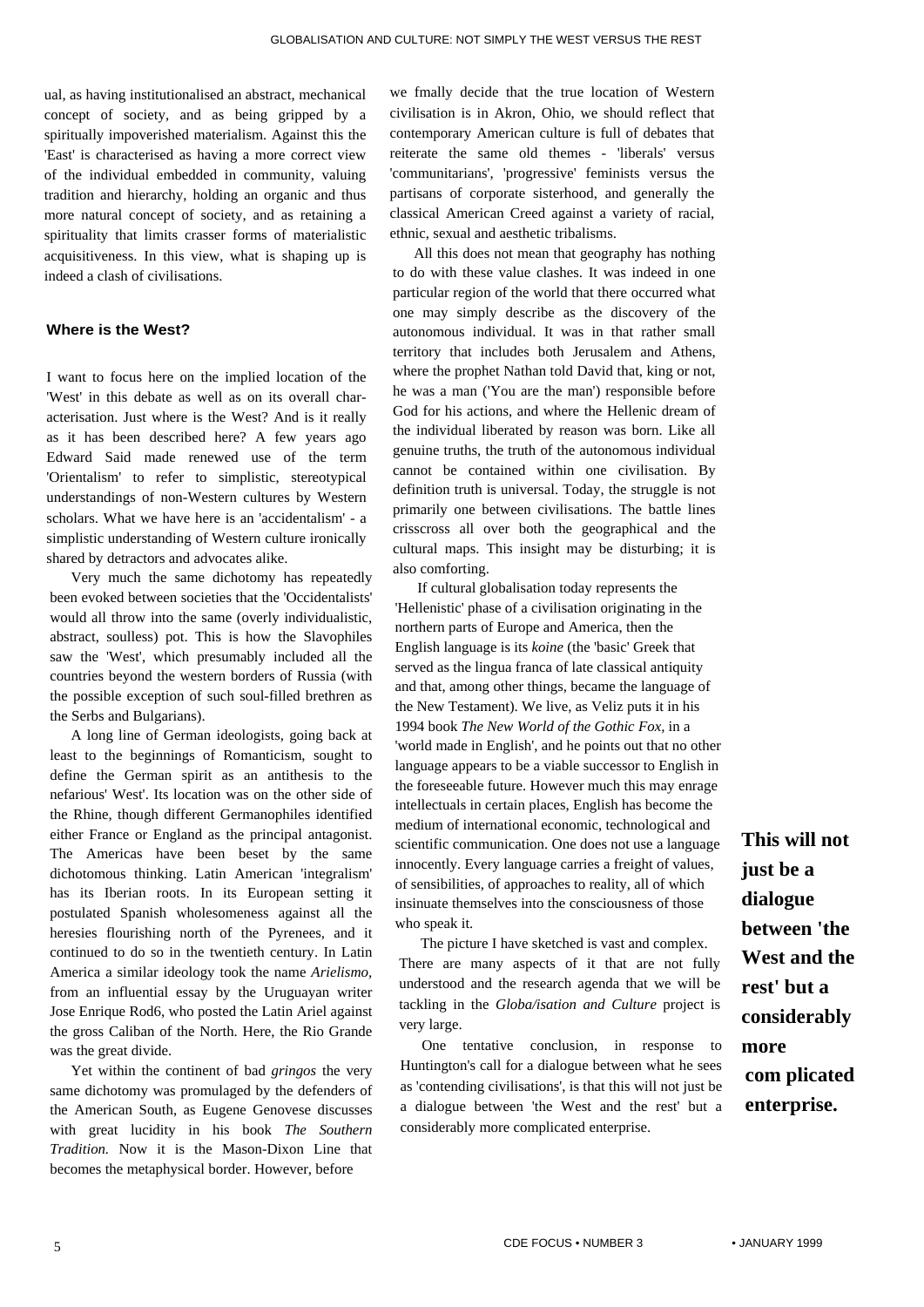ual, as having institutionalised an abstract, mechanical concept of society, and as being gripped by a spiritually impoverished materialism. Against this the 'East' is characterised as having a more correct view of the individual embedded in community, valuing tradition and hierarchy, holding an organic and thus more natural concept of society, and as retaining a spirituality that limits crasser forms of materialistic acquisitiveness. In this view, what is shaping up is indeed a clash of civilisations.

## Where is the West?

I want to focus here on the implied location of the 'West' in this debate as well as on its overall characterisation. Just where is the West? And is it really as it has been described here? A few years ago Edward Said made renewed use of the term 'Orientalism' to refer to simplistic, stereotypical understandings of non-Western cultures by Western scholars. What we have here is an 'accidentalism' - a simplistic understanding of Western culture ironically shared by detractors and advocates alike.

Very much the same dichotomy has repeatedly been evoked between societies that the 'Occidentalists' would all throw into the same (overly individualistic, abstract, soulless) pot. This is how the Slavophiles saw the 'West', which presumably included all the countries beyond the western borders of Russia (with the possible exception of such soul-filled brethren as the Serbs and Bulgarians).

A long line of German ideologists, going back at least to the beginnings of Romanticism, sought to define the German spirit as an antithesis to the nefarious' West'. Its location was on the other side of the Rhine, though different Germanophiles identified either France or England as the principal antagonist. The Americas have been beset by the same dichotomous thinking. Latin American 'integralism' has its Iberian roots. In its European setting it postulated Spanish wholesomeness against all the heresies flourishing north of the Pyrenees, and it continued to do so in the twentieth century. In Latin America a similar ideology took the name *Arielismo*, from an influential essay by the Uruguayan writer Jose Enrique Rod6, who posted the Latin Ariel against the gross Caliban of the North. Here, the Rio Grande was the great divide.

Yet within the continent of bad *gringos* the very same dichotomy was promulaged by the defenders of the American South, as Eugene Genovese discusses with great lucidity in his book *The Southern Tradition.* Now it is the Mason-Dixon Line that becomes the metaphysical border. However, before we fmally decide that the true location of Western civilisation is in Akron, Ohio, we should reflect that contemporary American culture is full of debates that reiterate the same old themes - 'liberals' versus 'communitarians', 'progressive' feminists versus the partisans of corporate sisterhood, and generally the classical American Creed against a variety of racial, ethnic, sexual and aesthetic tribalisms.

All this does not mean that geography has nothing to do with these value clashes. It was indeed in one particular region of the world that there occurred what one may simply describe as the discovery of the autonomous individual. It was in that rather small territory that includes both Jerusalem and Athens, where the prophet Nathan told David that, king or not, he was a man ('You are the man') responsible before God for his actions, and where the Hellenic dream of the individual liberated by reason was born. Like all genuine truths, the truth of the autonomous individual cannot be contained within one civilisation. By definition truth is universal. Today, the struggle is not primarily one between civilisations. The battle lines crisscross all over both the geographical and the cultural maps. This insight may be disturbing; it is also comforting.

If cultural globalisation today represents the 'Hellenistic' phase of a civilisation originating in the northern parts of Europe and America, then the English language is its *koine* (the 'basic' Greek that served as the lingua franca of late classical antiquity and that, among other things, became the language of the New Testament). We live, as Veliz puts it in his 1994 book *The New World of the Gothic Fox*, in a 'world made in English', and he points out that no other language appears to be a viable successor to English in the foreseeable future. However much this may enrage intellectuals in certain places, English has become the medium of international economic, technological and scientific communication. One does not use a language innocently. Every language carries a freight of values, of sensibilities, of approaches to reality, all of which insinuate themselves into the consciousness of those who speak it.

The picture I have sketched is vast and complex. There are many aspects of it that are not fully understood and the research agenda that we will be tackling in the *Globa/isation and Culture* project is very large.

One tentative conclusion, in response to Huntington's call for a dialogue between what he sees as 'contending civilisations', is that this will not just be a dialogue between 'the West and the rest' but a considerably more complicated enterprise.

**This will not just be a dialogue between 'the West and the rest' but a considerably more com plicated enterprise.**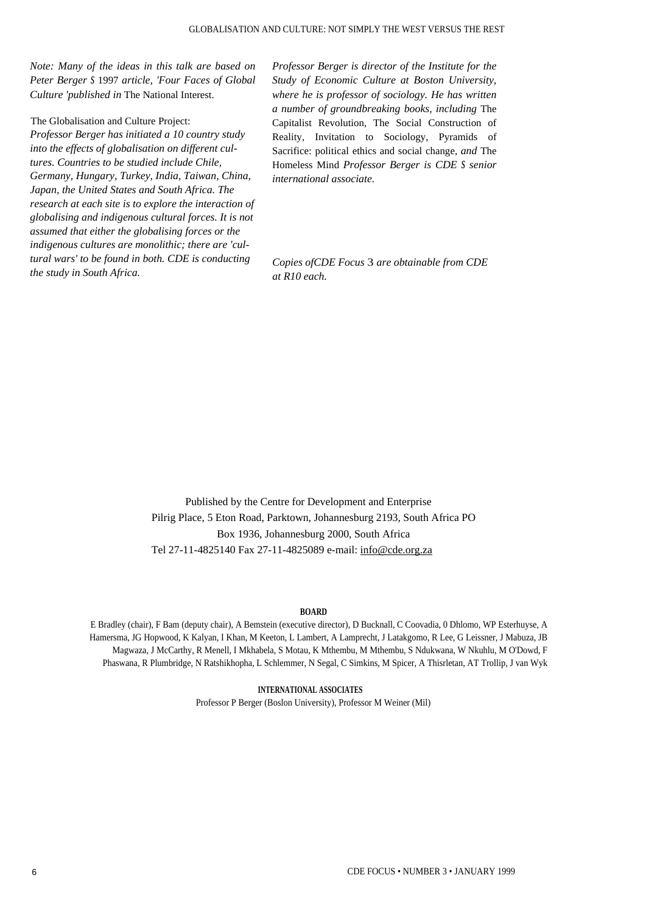*Note: Many of the ideas in this talk are based on Peter Berger S* 1997 *article, 'Four Faces of Global Culture 'published in* The National Interest.

The Globalisation and Culture Project:
*Professor Berger has initiated a 10 country study into the effects of globalisation on different cultures. Countries to be studied include Chile, Germany, Hungary, Turkey, India, Taiwan, China, Japan, the United States and South Africa. The research at each site is to explore the interaction of globalising and indigenous cultural forces. It is not assumed that either the globalising forces or the indigenous cultures are monolithic; there are 'cultural wars' to be found in both. CDE is conducting the study in South Africa.*

*Professor Berger is director of the Institute for the Study of Economic Culture at Boston University, where he is professor of sociology. He has written a number of groundbreaking books, including* The Capitalist Revolution, The Social Construction of Reality, Invitation to Sociology, Pyramids of Sacrifice: political ethics and social change, *and* The Homeless Mind *Professor Berger is CDE S senior international associate.*

*Copies ofCDE Focus* 3 *are obtainable from CDE at R10 each.*

Published by the Centre for Development and Enterprise
Pilrig Place, 5 Eton Road, Parktown, Johannesburg 2193, South Africa PO Box 1936, Johannesburg 2000, South Africa
Tel 27-11-4825140 Fax 27-11-4825089 e-mail: info@cde.org.za

**BOARD**

E Bradley (chair), F Bam (deputy chair), A Bemstein (executive director), D Bucknall, C Coovadia, 0 Dhlomo, WP Esterhuyse, A Hamersma, JG Hopwood, K Kalyan, I Khan, M Keeton, L Lambert, A Lamprecht, J Latakgomo, R Lee, G Leissner, J Mabuza, JB Magwaza, J McCarthy, R Menell, I Mkhabela, S Motau, K Mthembu, M Mthembu, S Ndukwana, W Nkuhlu, M O'Dowd, F Phaswana, R Plumbridge, N Ratshikhopha, L Schlemmer, N Segal, C Simkins, M Spicer, A Thisrletan, AT Trollip, J van Wyk

**INTERNATIONAL ASSOCIATES**

Professor P Berger (Boslon University), Professor M Weiner (Mil)